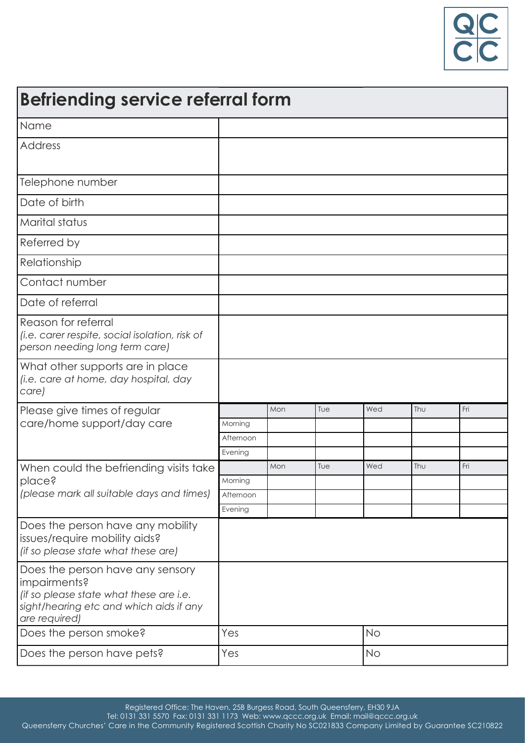QCCC

# Befriending service referral form

| | |
|---|---|
| Name | |
| Address | |
| Telephone number | |
| Date of birth | |
| Marital status | |
| Referred by | |
| Relationship | |
| Contact number | |
| Date of referral | |
| Reason for referral *(i.e. carer respite, social isolation, risk of person needing long term care)* | |
| What other supports are in place *(i.e. care at home, day hospital, day care)* | |

Please give times of regular care/home support/day care

| | Mon | Tue | Wed | Thu | Fri |
|---|---|---|---|---|---|
| Morning | | | | | |
| Afternoon | | | | | |
| Evening | | | | | |

When could the befriending visits take place? *(please mark all suitable days and times)*

| | Mon | Tue | Wed | Thu | Fri |
|---|---|---|---|---|---|
| Morning | | | | | |
| Afternoon | | | | | |
| Evening | | | | | |

| | | |
|---|---|---|
| Does the person have any mobility issues/require mobility aids? *(if so please state what these are)* | | |
| Does the person have any sensory impairments? *(if so please state what these are i.e. sight/hearing etc and which aids if any are required)* | | |
| Does the person smoke? | Yes | No |
| Does the person have pets? | Yes | No |

Registered Office: The Haven, 25B Burgess Road, South Queensferry, EH30 9JA
Tel: 0131 331 5570 Fax: 0131 331 1173 Web: www.qccc.org.uk Email: mail@qccc.org.uk
Queensferry Churches' Care in the Community Registered Scottish Charity No SC021833 Company Limited by Guarantee SC210822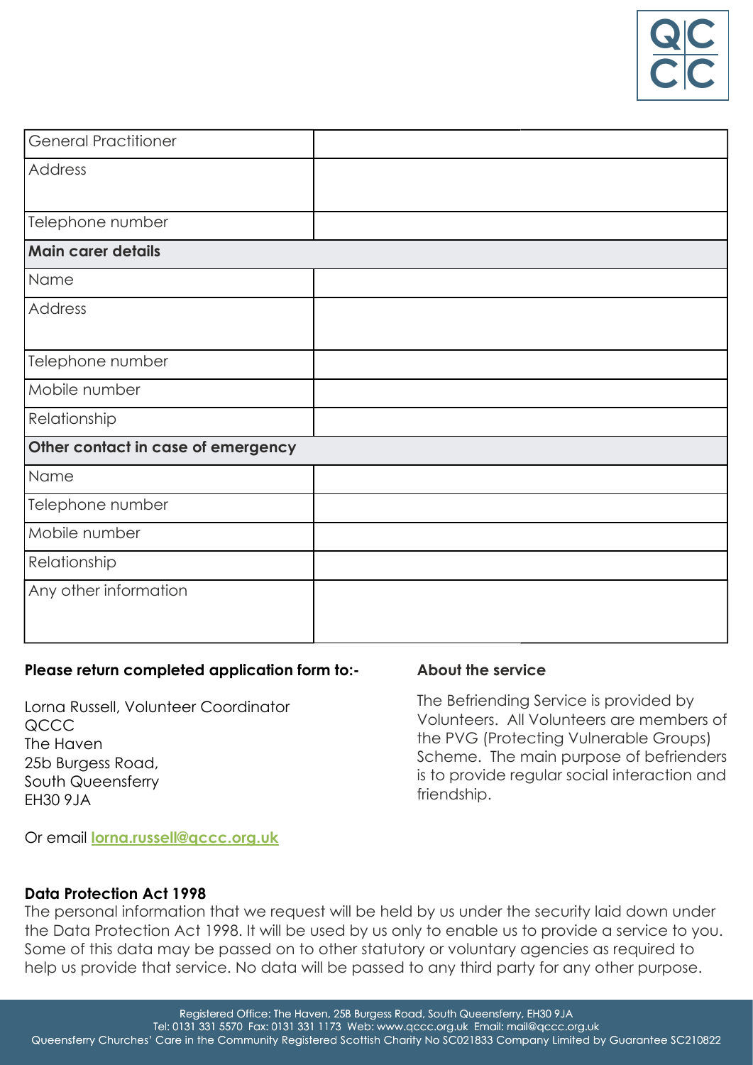| | |
|---|---|
| General Practitioner | |
| Address | |
| Telephone number | |
| **Main carer details** | |
| Name | |
| Address | |
| Telephone number | |
| Mobile number | |
| Relationship | |
| **Other contact in case of emergency** | |
| Name | |
| Telephone number | |
| Mobile number | |
| Relationship | |
| Any other information | |

**Please return completed application form to:-**

Lorna Russell, Volunteer Coordinator
QCCC
The Haven
25b Burgess Road,
South Queensferry
EH30 9JA

Or email **lorna.russell@qccc.org.uk**

**About the service**

The Befriending Service is provided by Volunteers. All Volunteers are members of the PVG (Protecting Vulnerable Groups) Scheme. The main purpose of befrienders is to provide regular social interaction and friendship.

**Data Protection Act 1998**

The personal information that we request will be held by us under the security laid down under the Data Protection Act 1998. It will be used by us only to enable us to provide a service to you. Some of this data may be passed on to other statutory or voluntary agencies as required to help us provide that service. No data will be passed to any third party for any other purpose.